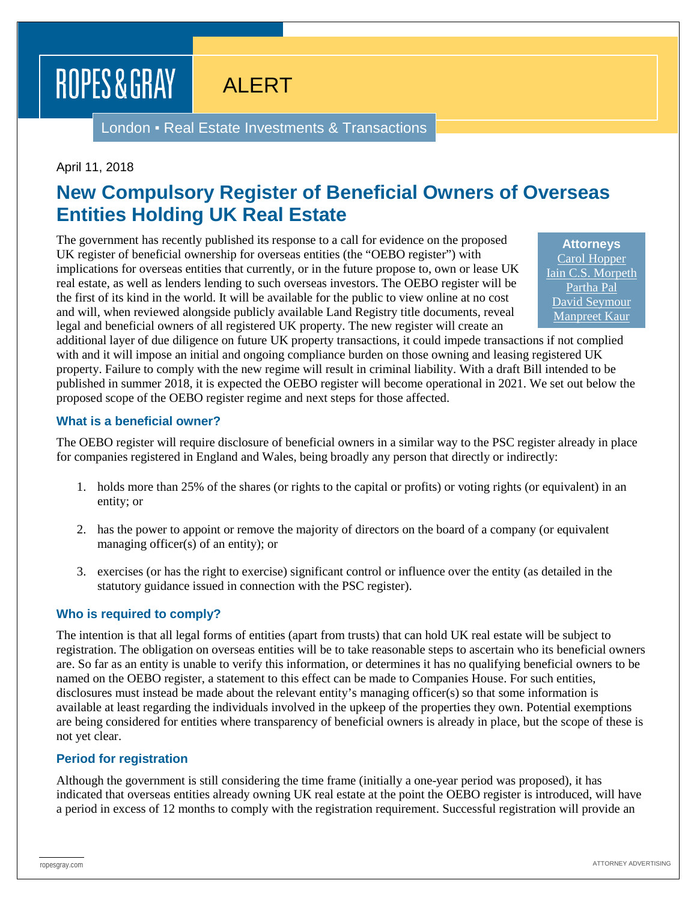ROPES & GRAY

ALERT

London ▪ Real Estate Investments & Transactions

April 11, 2018

# New Compulsory Register of Beneficial Owners of Overseas Entities Holding UK Real Estate

**Attorneys**
Carol Hopper
Iain C.S. Morpeth
Partha Pal
David Seymour
Manpreet Kaur

The government has recently published its response to a call for evidence on the proposed UK register of beneficial ownership for overseas entities (the "OEBO register") with implications for overseas entities that currently, or in the future propose to, own or lease UK real estate, as well as lenders lending to such overseas investors. The OEBO register will be the first of its kind in the world. It will be available for the public to view online at no cost and will, when reviewed alongside publicly available Land Registry title documents, reveal legal and beneficial owners of all registered UK property. The new register will create an additional layer of due diligence on future UK property transactions, it could impede transactions if not complied with and it will impose an initial and ongoing compliance burden on those owning and leasing registered UK property. Failure to comply with the new regime will result in criminal liability. With a draft Bill intended to be published in summer 2018, it is expected the OEBO register will become operational in 2021. We set out below the proposed scope of the OEBO register regime and next steps for those affected.

### What is a beneficial owner?

The OEBO register will require disclosure of beneficial owners in a similar way to the PSC register already in place for companies registered in England and Wales, being broadly any person that directly or indirectly:

1. holds more than 25% of the shares (or rights to the capital or profits) or voting rights (or equivalent) in an entity; or
2. has the power to appoint or remove the majority of directors on the board of a company (or equivalent managing officer(s) of an entity); or
3. exercises (or has the right to exercise) significant control or influence over the entity (as detailed in the statutory guidance issued in connection with the PSC register).

### Who is required to comply?

The intention is that all legal forms of entities (apart from trusts) that can hold UK real estate will be subject to registration. The obligation on overseas entities will be to take reasonable steps to ascertain who its beneficial owners are. So far as an entity is unable to verify this information, or determines it has no qualifying beneficial owners to be named on the OEBO register, a statement to this effect can be made to Companies House. For such entities, disclosures must instead be made about the relevant entity's managing officer(s) so that some information is available at least regarding the individuals involved in the upkeep of the properties they own. Potential exemptions are being considered for entities where transparency of beneficial owners is already in place, but the scope of these is not yet clear.

### Period for registration

Although the government is still considering the time frame (initially a one-year period was proposed), it has indicated that overseas entities already owning UK real estate at the point the OEBO register is introduced, will have a period in excess of 12 months to comply with the registration requirement. Successful registration will provide an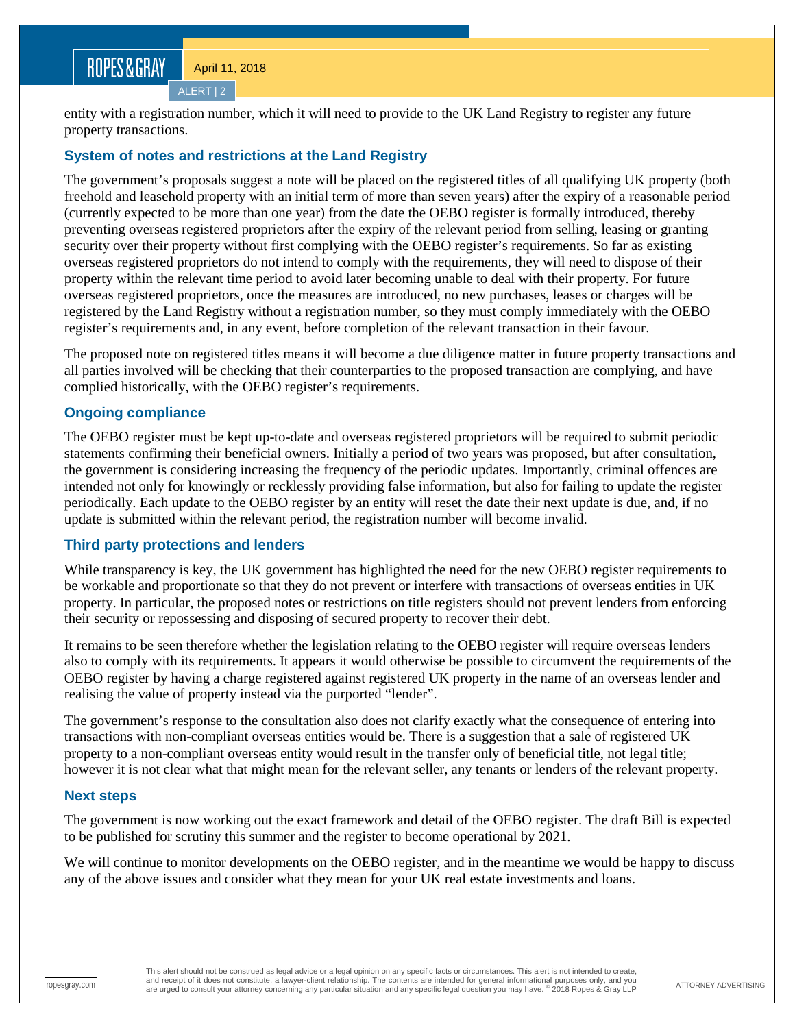entity with a registration number, which it will need to provide to the UK Land Registry to register any future property transactions.

### System of notes and restrictions at the Land Registry

The government's proposals suggest a note will be placed on the registered titles of all qualifying UK property (both freehold and leasehold property with an initial term of more than seven years) after the expiry of a reasonable period (currently expected to be more than one year) from the date the OEBO register is formally introduced, thereby preventing overseas registered proprietors after the expiry of the relevant period from selling, leasing or granting security over their property without first complying with the OEBO register's requirements. So far as existing overseas registered proprietors do not intend to comply with the requirements, they will need to dispose of their property within the relevant time period to avoid later becoming unable to deal with their property. For future overseas registered proprietors, once the measures are introduced, no new purchases, leases or charges will be registered by the Land Registry without a registration number, so they must comply immediately with the OEBO register's requirements and, in any event, before completion of the relevant transaction in their favour.

The proposed note on registered titles means it will become a due diligence matter in future property transactions and all parties involved will be checking that their counterparties to the proposed transaction are complying, and have complied historically, with the OEBO register's requirements.

### Ongoing compliance

The OEBO register must be kept up-to-date and overseas registered proprietors will be required to submit periodic statements confirming their beneficial owners. Initially a period of two years was proposed, but after consultation, the government is considering increasing the frequency of the periodic updates. Importantly, criminal offences are intended not only for knowingly or recklessly providing false information, but also for failing to update the register periodically. Each update to the OEBO register by an entity will reset the date their next update is due, and, if no update is submitted within the relevant period, the registration number will become invalid.

### Third party protections and lenders

While transparency is key, the UK government has highlighted the need for the new OEBO register requirements to be workable and proportionate so that they do not prevent or interfere with transactions of overseas entities in UK property. In particular, the proposed notes or restrictions on title registers should not prevent lenders from enforcing their security or repossessing and disposing of secured property to recover their debt.

It remains to be seen therefore whether the legislation relating to the OEBO register will require overseas lenders also to comply with its requirements. It appears it would otherwise be possible to circumvent the requirements of the OEBO register by having a charge registered against registered UK property in the name of an overseas lender and realising the value of property instead via the purported "lender".

The government's response to the consultation also does not clarify exactly what the consequence of entering into transactions with non-compliant overseas entities would be. There is a suggestion that a sale of registered UK property to a non-compliant overseas entity would result in the transfer only of beneficial title, not legal title; however it is not clear what that might mean for the relevant seller, any tenants or lenders of the relevant property.

### Next steps

The government is now working out the exact framework and detail of the OEBO register. The draft Bill is expected to be published for scrutiny this summer and the register to become operational by 2021.

We will continue to monitor developments on the OEBO register, and in the meantime we would be happy to discuss any of the above issues and consider what they mean for your UK real estate investments and loans.

This alert should not be construed as legal advice or a legal opinion on any specific facts or circumstances. This alert is not intended to create, and receipt of it does not constitute, a lawyer-client relationship. The contents are intended for general informational purposes only, and you are urged to consult your attorney concerning any particular situation and any specific legal question you may have. © 2018 Ropes & Gray LLP

ATTORNEY ADVERTISING